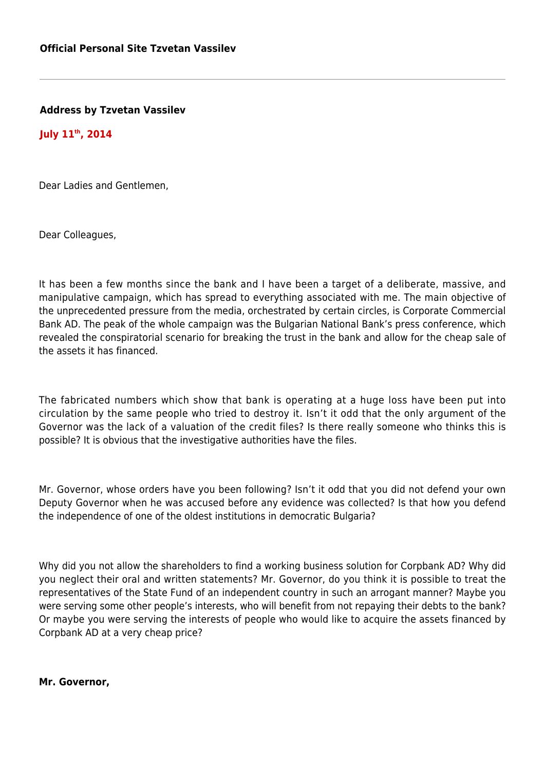**Official Personal Site Tzvetan Vassilev**

---

**Address by Tzvetan Vassilev**

**July 11th, 2014**

Dear Ladies and Gentlemen,

Dear Colleagues,

It has been a few months since the bank and I have been a target of a deliberate, massive, and manipulative campaign, which has spread to everything associated with me. The main objective of the unprecedented pressure from the media, orchestrated by certain circles, is Corporate Commercial Bank AD. The peak of the whole campaign was the Bulgarian National Bank's press conference, which revealed the conspiratorial scenario for breaking the trust in the bank and allow for the cheap sale of the assets it has financed.

The fabricated numbers which show that bank is operating at a huge loss have been put into circulation by the same people who tried to destroy it. Isn't it odd that the only argument of the Governor was the lack of a valuation of the credit files? Is there really someone who thinks this is possible? It is obvious that the investigative authorities have the files.

Mr. Governor, whose orders have you been following? Isn't it odd that you did not defend your own Deputy Governor when he was accused before any evidence was collected? Is that how you defend the independence of one of the oldest institutions in democratic Bulgaria?

Why did you not allow the shareholders to find a working business solution for Corpbank AD? Why did you neglect their oral and written statements? Mr. Governor, do you think it is possible to treat the representatives of the State Fund of an independent country in such an arrogant manner? Maybe you were serving some other people's interests, who will benefit from not repaying their debts to the bank? Or maybe you were serving the interests of people who would like to acquire the assets financed by Corpbank AD at a very cheap price?

**Mr. Governor,**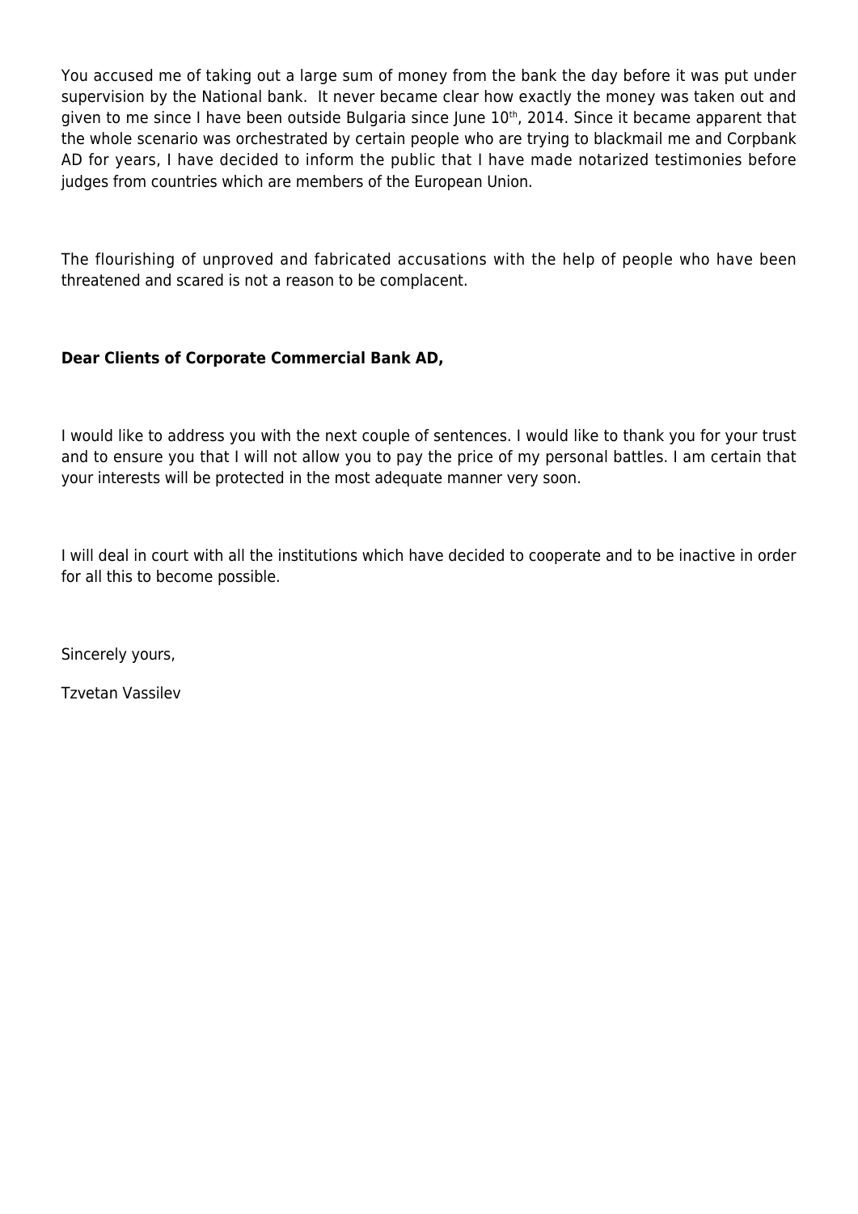You accused me of taking out a large sum of money from the bank the day before it was put under supervision by the National bank. It never became clear how exactly the money was taken out and given to me since I have been outside Bulgaria since June 10th, 2014. Since it became apparent that the whole scenario was orchestrated by certain people who are trying to blackmail me and Corpbank AD for years, I have decided to inform the public that I have made notarized testimonies before judges from countries which are members of the European Union.

The flourishing of unproved and fabricated accusations with the help of people who have been threatened and scared is not a reason to be complacent.

**Dear Clients of Corporate Commercial Bank AD,**

I would like to address you with the next couple of sentences. I would like to thank you for your trust and to ensure you that I will not allow you to pay the price of my personal battles. I am certain that your interests will be protected in the most adequate manner very soon.

I will deal in court with all the institutions which have decided to cooperate and to be inactive in order for all this to become possible.

Sincerely yours,

Tzvetan Vassilev